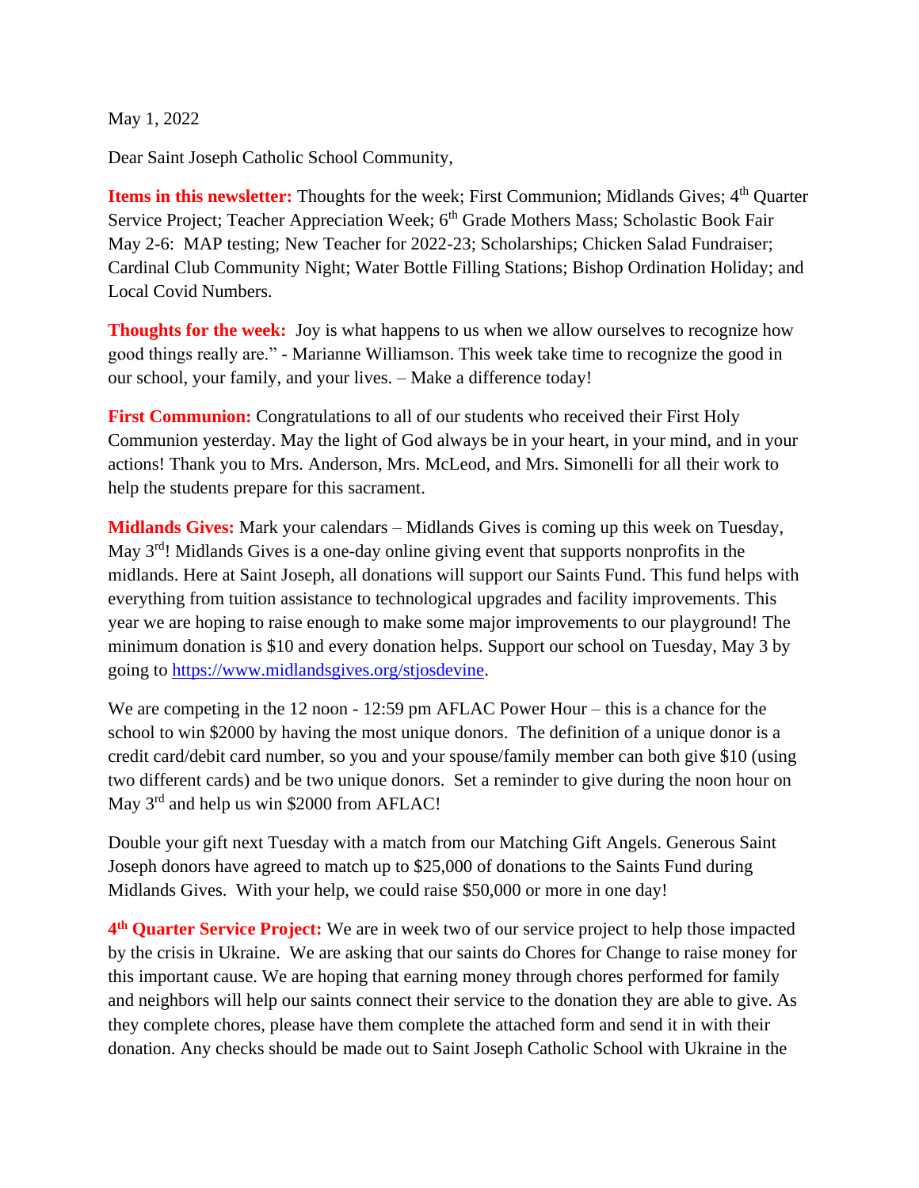May 1, 2022

Dear Saint Joseph Catholic School Community,

**Items in this newsletter:** Thoughts for the week; First Communion; Midlands Gives; 4th Quarter Service Project; Teacher Appreciation Week; 6th Grade Mothers Mass; Scholastic Book Fair May 2-6: MAP testing; New Teacher for 2022-23; Scholarships; Chicken Salad Fundraiser; Cardinal Club Community Night; Water Bottle Filling Stations; Bishop Ordination Holiday; and Local Covid Numbers.

**Thoughts for the week:** Joy is what happens to us when we allow ourselves to recognize how good things really are." - Marianne Williamson. This week take time to recognize the good in our school, your family, and your lives. – Make a difference today!

**First Communion:** Congratulations to all of our students who received their First Holy Communion yesterday. May the light of God always be in your heart, in your mind, and in your actions! Thank you to Mrs. Anderson, Mrs. McLeod, and Mrs. Simonelli for all their work to help the students prepare for this sacrament.

**Midlands Gives:** Mark your calendars – Midlands Gives is coming up this week on Tuesday, May 3rd! Midlands Gives is a one-day online giving event that supports nonprofits in the midlands. Here at Saint Joseph, all donations will support our Saints Fund. This fund helps with everything from tuition assistance to technological upgrades and facility improvements. This year we are hoping to raise enough to make some major improvements to our playground! The minimum donation is $10 and every donation helps. Support our school on Tuesday, May 3 by going to [https://www.midlandsgives.org/stjosdevine](https://www.midlandsgives.org/stjosdevine).

We are competing in the 12 noon - 12:59 pm AFLAC Power Hour – this is a chance for the school to win $2000 by having the most unique donors. The definition of a unique donor is a credit card/debit card number, so you and your spouse/family member can both give $10 (using two different cards) and be two unique donors. Set a reminder to give during the noon hour on May 3rd and help us win $2000 from AFLAC!

Double your gift next Tuesday with a match from our Matching Gift Angels. Generous Saint Joseph donors have agreed to match up to $25,000 of donations to the Saints Fund during Midlands Gives. With your help, we could raise $50,000 or more in one day!

**4th Quarter Service Project:** We are in week two of our service project to help those impacted by the crisis in Ukraine. We are asking that our saints do Chores for Change to raise money for this important cause. We are hoping that earning money through chores performed for family and neighbors will help our saints connect their service to the donation they are able to give. As they complete chores, please have them complete the attached form and send it in with their donation. Any checks should be made out to Saint Joseph Catholic School with Ukraine in the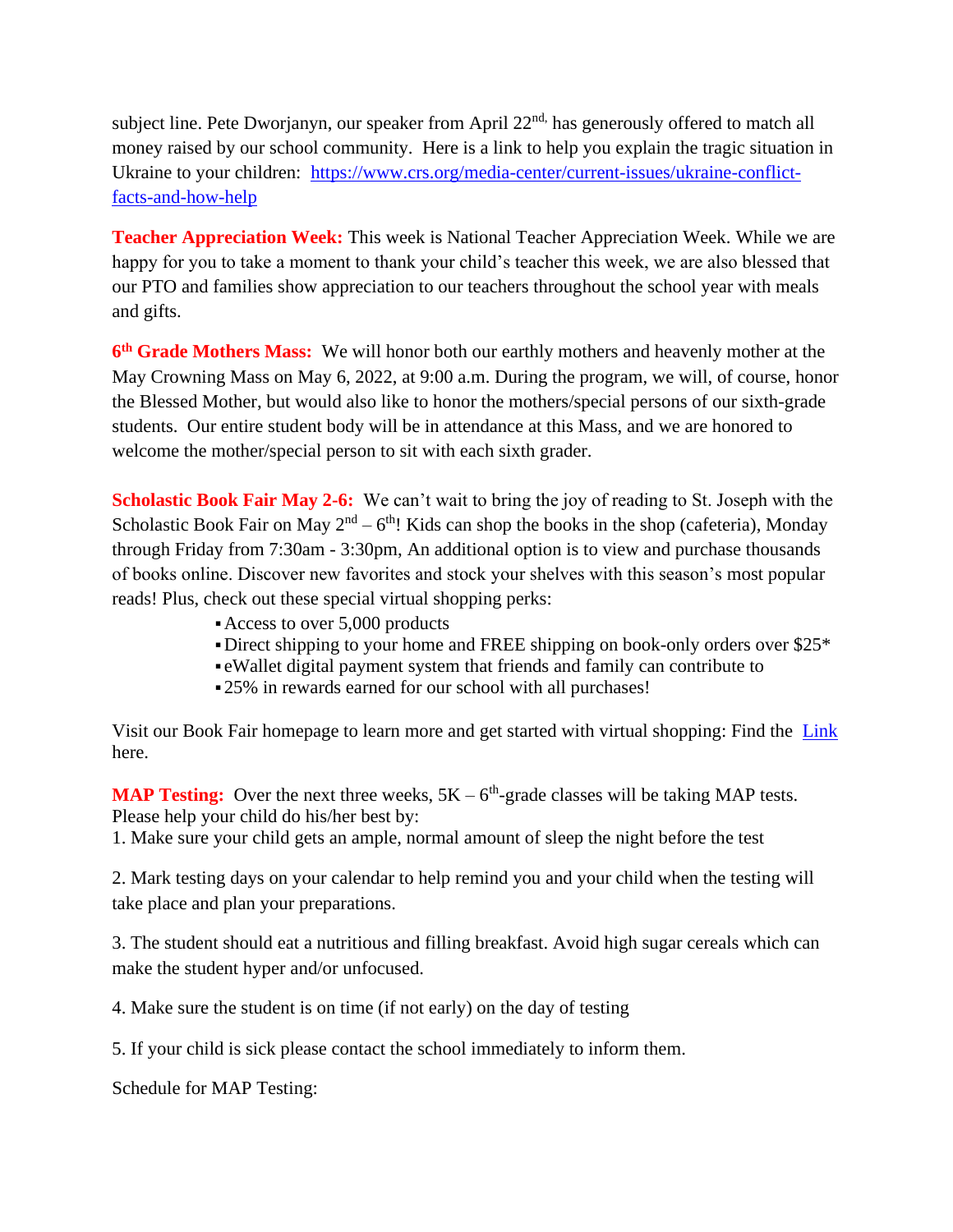subject line. Pete Dworjanyn, our speaker from April 22nd, has generously offered to match all money raised by our school community. Here is a link to help you explain the tragic situation in Ukraine to your children: [https://www.crs.org/media-center/current-issues/ukraine-conflict-facts-and-how-help](https://www.crs.org/media-center/current-issues/ukraine-conflict-facts-and-how-help)

**Teacher Appreciation Week:** This week is National Teacher Appreciation Week. While we are happy for you to take a moment to thank your child's teacher this week, we are also blessed that our PTO and families show appreciation to our teachers throughout the school year with meals and gifts.

**6th Grade Mothers Mass:** We will honor both our earthly mothers and heavenly mother at the May Crowning Mass on May 6, 2022, at 9:00 a.m. During the program, we will, of course, honor the Blessed Mother, but would also like to honor the mothers/special persons of our sixth-grade students. Our entire student body will be in attendance at this Mass, and we are honored to welcome the mother/special person to sit with each sixth grader.

**Scholastic Book Fair May 2-6:** We can't wait to bring the joy of reading to St. Joseph with the Scholastic Book Fair on May 2nd – 6th! Kids can shop the books in the shop (cafeteria), Monday through Friday from 7:30am - 3:30pm, An additional option is to view and purchase thousands of books online. Discover new favorites and stock your shelves with this season's most popular reads! Plus, check out these special virtual shopping perks:

- Access to over 5,000 products
- Direct shipping to your home and FREE shipping on book-only orders over $25*
- eWallet digital payment system that friends and family can contribute to
- 25% in rewards earned for our school with all purchases!

Visit our Book Fair homepage to learn more and get started with virtual shopping: Find the Link here.

**MAP Testing:** Over the next three weeks, 5K – 6th-grade classes will be taking MAP tests. Please help your child do his/her best by:

1. Make sure your child gets an ample, normal amount of sleep the night before the test

2. Mark testing days on your calendar to help remind you and your child when the testing will take place and plan your preparations.

3. The student should eat a nutritious and filling breakfast. Avoid high sugar cereals which can make the student hyper and/or unfocused.

4. Make sure the student is on time (if not early) on the day of testing

5. If your child is sick please contact the school immediately to inform them.

Schedule for MAP Testing: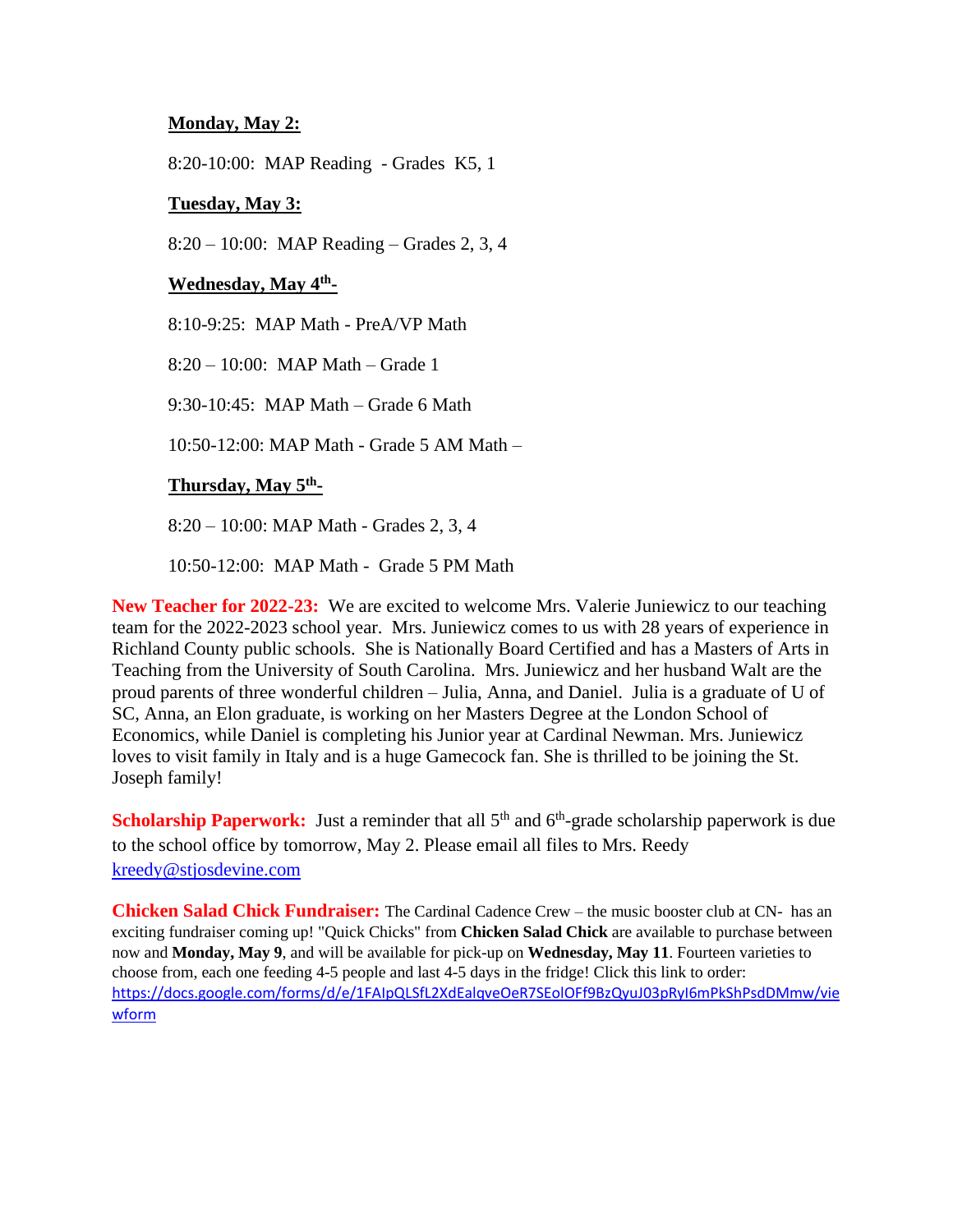**Monday, May 2:**

8:20-10:00: MAP Reading - Grades K5, 1

**Tuesday, May 3:**

8:20 – 10:00: MAP Reading – Grades 2, 3, 4

**Wednesday, May 4th-**

8:10-9:25: MAP Math - PreA/VP Math

8:20 – 10:00: MAP Math – Grade 1

9:30-10:45: MAP Math – Grade 6 Math

10:50-12:00: MAP Math - Grade 5 AM Math –

**Thursday, May 5th-**

8:20 – 10:00: MAP Math - Grades 2, 3, 4

10:50-12:00: MAP Math - Grade 5 PM Math

**New Teacher for 2022-23:** We are excited to welcome Mrs. Valerie Juniewicz to our teaching team for the 2022-2023 school year. Mrs. Juniewicz comes to us with 28 years of experience in Richland County public schools. She is Nationally Board Certified and has a Masters of Arts in Teaching from the University of South Carolina. Mrs. Juniewicz and her husband Walt are the proud parents of three wonderful children – Julia, Anna, and Daniel. Julia is a graduate of U of SC, Anna, an Elon graduate, is working on her Masters Degree at the London School of Economics, while Daniel is completing his Junior year at Cardinal Newman. Mrs. Juniewicz loves to visit family in Italy and is a huge Gamecock fan. She is thrilled to be joining the St. Joseph family!

**Scholarship Paperwork:** Just a reminder that all 5th and 6th-grade scholarship paperwork is due to the school office by tomorrow, May 2. Please email all files to Mrs. Reedy kreedy@stjosdevine.com

**Chicken Salad Chick Fundraiser:** The Cardinal Cadence Crew – the music booster club at CN- has an exciting fundraiser coming up! "Quick Chicks" from **Chicken Salad Chick** are available to purchase between now and **Monday, May 9**, and will be available for pick-up on **Wednesday, May 11**. Fourteen varieties to choose from, each one feeding 4-5 people and last 4-5 days in the fridge! Click this link to order: https://docs.google.com/forms/d/e/1FAIpQLSfL2XdEalqveOeR7SEolOFf9BzQyuJ03pRyI6mPkShPsdDMmw/viewform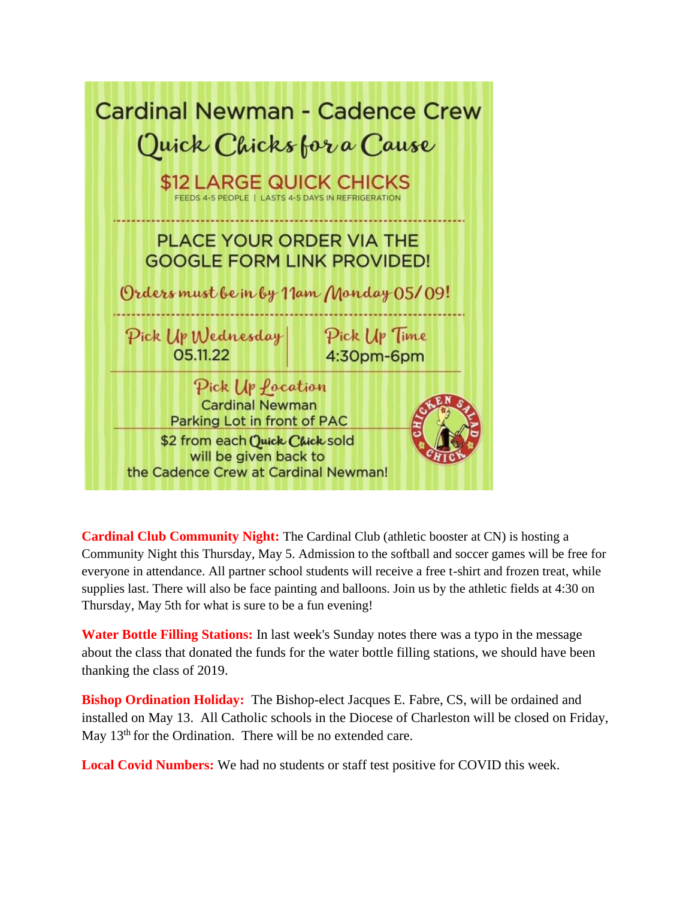# Cardinal Newman - Cadence Crew

## Quick Chicks for a Cause

**$12 LARGE QUICK CHICKS**

FEEDS 4-5 PEOPLE | LASTS 4-5 DAYS IN REFRIGERATION

PLACE YOUR ORDER VIA THE GOOGLE FORM LINK PROVIDED!

*Orders must be in by 11am Monday 05/09!*

| Pick Up Wednesday | Pick Up Time |
|---|---|
| 05.11.22 | 4:30pm-6pm |

**Pick Up Location**

Cardinal Newman
Parking Lot in front of PAC

$2 from each Quick Chick sold will be given back to the Cadence Crew at Cardinal Newman!

CHICKEN SALAD CHICK

**Cardinal Club Community Night:** The Cardinal Club (athletic booster at CN) is hosting a Community Night this Thursday, May 5. Admission to the softball and soccer games will be free for everyone in attendance. All partner school students will receive a free t-shirt and frozen treat, while supplies last. There will also be face painting and balloons. Join us by the athletic fields at 4:30 on Thursday, May 5th for what is sure to be a fun evening!

**Water Bottle Filling Stations:** In last week's Sunday notes there was a typo in the message about the class that donated the funds for the water bottle filling stations, we should have been thanking the class of 2019.

**Bishop Ordination Holiday:** The Bishop-elect Jacques E. Fabre, CS, will be ordained and installed on May 13. All Catholic schools in the Diocese of Charleston will be closed on Friday, May 13th for the Ordination. There will be no extended care.

**Local Covid Numbers:** We had no students or staff test positive for COVID this week.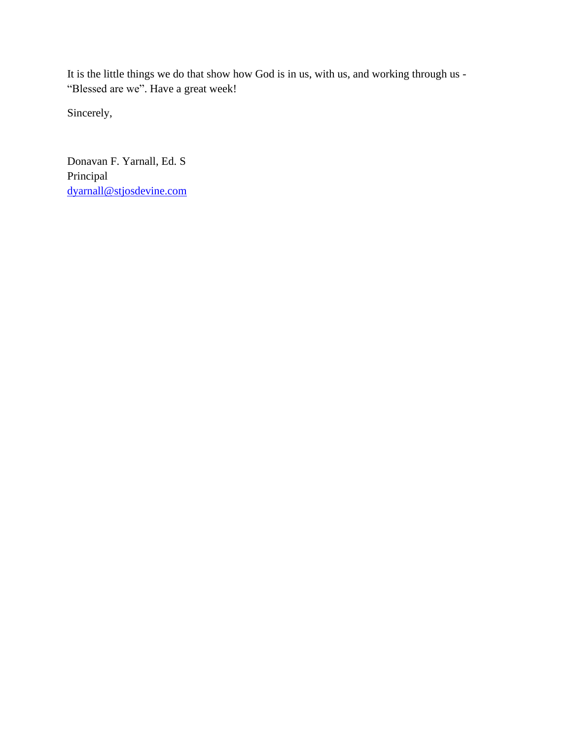It is the little things we do that show how God is in us, with us, and working through us - "Blessed are we". Have a great week!

Sincerely,

Donavan F. Yarnall, Ed. S
Principal
dyarnall@stjosdevine.com